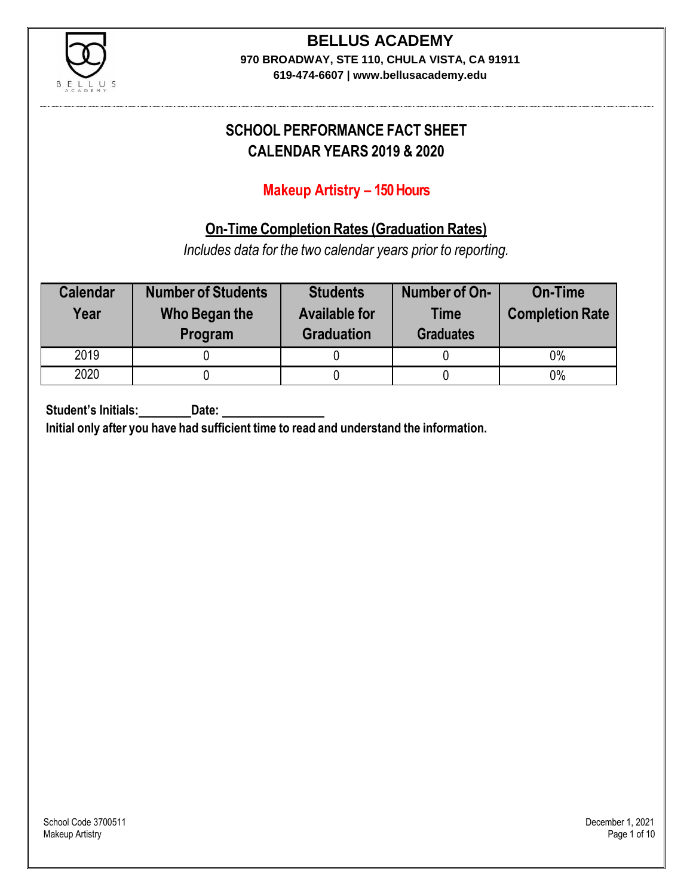# BELLUS ACADEMY

**970 BROADWAY, STE 110, CHULA VISTA, CA 91911**

**619-474-6607 | www.bellusacademy.edu**

## SCHOOL PERFORMANCE FACT SHEET
## CALENDAR YEARS 2019 & 2020

### Makeup Artistry – 150 Hours

### On-Time Completion Rates (Graduation Rates)

*Includes data for the two calendar years prior to reporting.*

| Calendar Year | Number of Students Who Began the Program | Students Available for Graduation | Number of On-Time Graduates | On-Time Completion Rate |
|---|---|---|---|---|
| 2019 | 0 | 0 | 0 | 0% |
| 2020 | 0 | 0 | 0 | 0% |

**Student's Initials:________ Date: ________________**

**Initial only after you have had sufficient time to read and understand the information.**

School Code 3700511
Makeup Artistry

December 1, 2021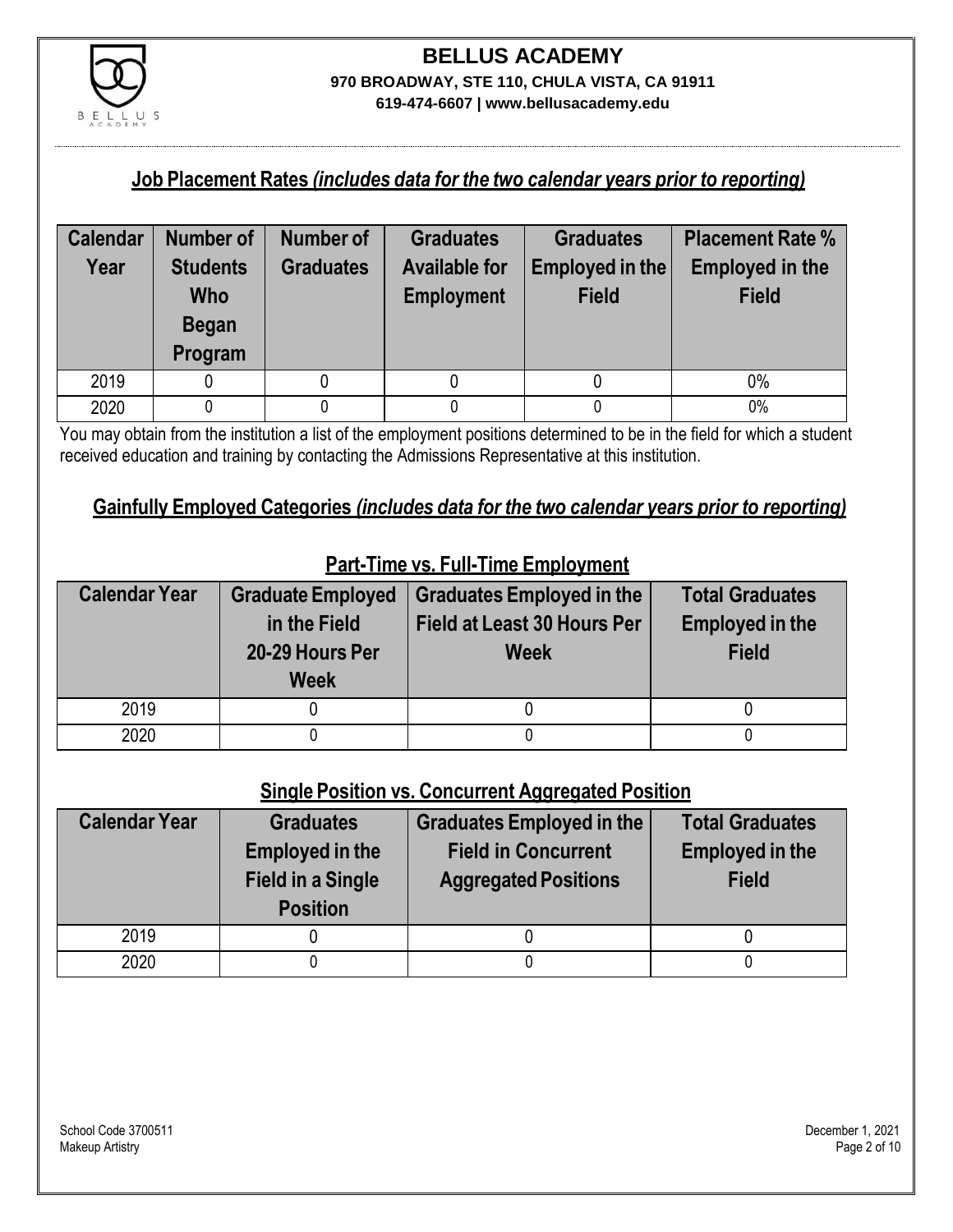# BELLUS ACADEMY

**970 BROADWAY, STE 110, CHULA VISTA, CA 91911**

**619-474-6607 | www.bellusacademy.edu**

## Job Placement Rates *(includes data for the two calendar years prior to reporting)*

| Calendar Year | Number of Students Who Began Program | Number of Graduates | Graduates Available for Employment | Graduates Employed in the Field | Placement Rate % Employed in the Field |
|---|---|---|---|---|---|
| 2019 | 0 | 0 | 0 | 0 | 0% |
| 2020 | 0 | 0 | 0 | 0 | 0% |

You may obtain from the institution a list of the employment positions determined to be in the field for which a student received education and training by contacting the Admissions Representative at this institution.

## Gainfully Employed Categories *(includes data for the two calendar years prior to reporting)*

### Part-Time vs. Full-Time Employment

| Calendar Year | Graduate Employed in the Field 20-29 Hours Per Week | Graduates Employed in the Field at Least 30 Hours Per Week | Total Graduates Employed in the Field |
|---|---|---|---|
| 2019 | 0 | 0 | 0 |
| 2020 | 0 | 0 | 0 |

### Single Position vs. Concurrent Aggregated Position

| Calendar Year | Graduates Employed in the Field in a Single Position | Graduates Employed in the Field in Concurrent Aggregated Positions | Total Graduates Employed in the Field |
|---|---|---|---|
| 2019 | 0 | 0 | 0 |
| 2020 | 0 | 0 | 0 |

School Code 3700511
Makeup Artistry

December 1, 2021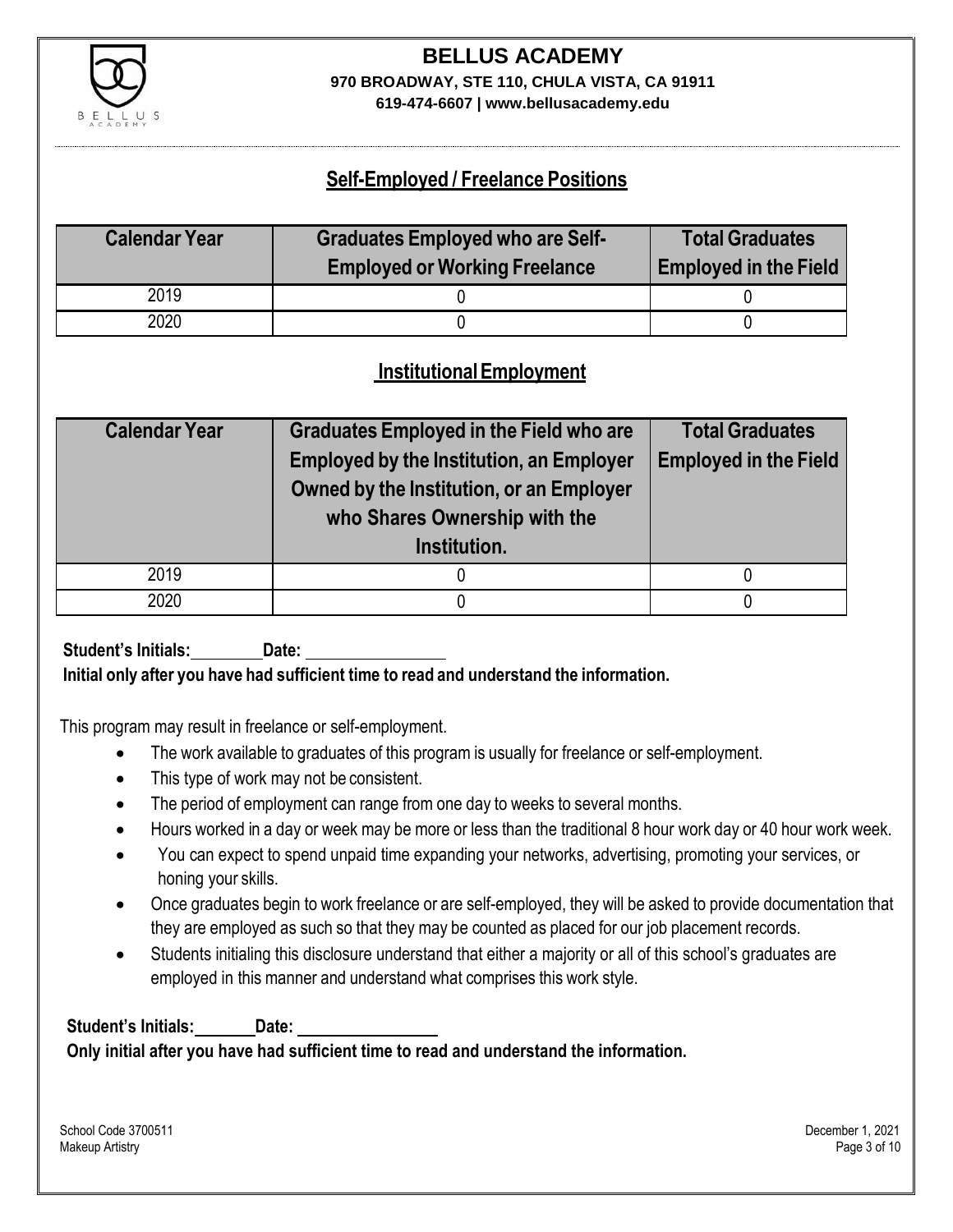## Self-Employed / Freelance Positions

| Calendar Year | Graduates Employed who are Self-Employed or Working Freelance | Total Graduates Employed in the Field |
|---|---|---|
| 2019 | 0 | 0 |
| 2020 | 0 | 0 |

## Institutional Employment

| Calendar Year | Graduates Employed in the Field who are Employed by the Institution, an Employer Owned by the Institution, or an Employer who Shares Ownership with the Institution. | Total Graduates Employed in the Field |
|---|---|---|
| 2019 | 0 | 0 |
| 2020 | 0 | 0 |

**Student's Initials:** ________ **Date:** ________________

**Initial only after you have had sufficient time to read and understand the information.**

This program may result in freelance or self-employment.

- The work available to graduates of this program is usually for freelance or self-employment.
- This type of work may not be consistent.
- The period of employment can range from one day to weeks to several months.
- Hours worked in a day or week may be more or less than the traditional 8 hour work day or 40 hour work week.
- You can expect to spend unpaid time expanding your networks, advertising, promoting your services, or honing your skills.
- Once graduates begin to work freelance or are self-employed, they will be asked to provide documentation that they are employed as such so that they may be counted as placed for our job placement records.
- Students initialing this disclosure understand that either a majority or all of this school's graduates are employed in this manner and understand what comprises this work style.

**Student's Initials:** _______ **Date:** ________________

**Only initial after you have had sufficient time to read and understand the information.**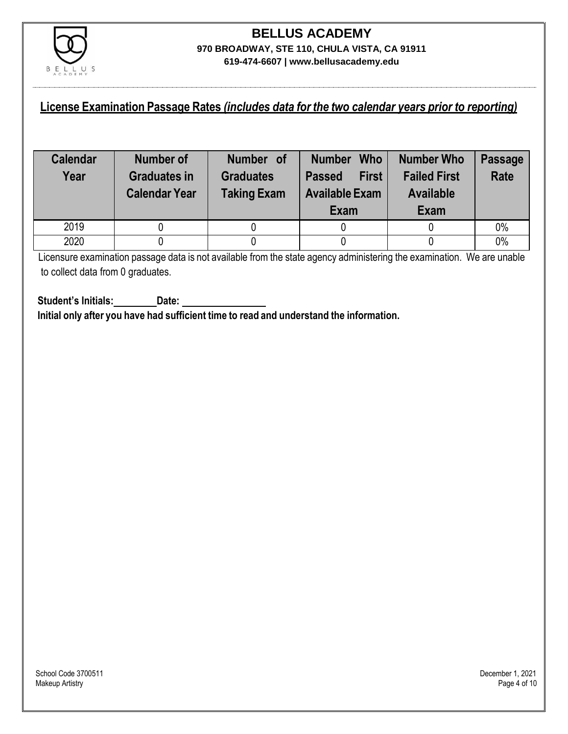# BELLUS ACADEMY

**970 BROADWAY, STE 110, CHULA VISTA, CA 91911**

**619-474-6607 | www.bellusacademy.edu**

## License Examination Passage Rates *(includes data for the two calendar years prior to reporting)*

| Calendar Year | Number of Graduates in Calendar Year | Number of Graduates Taking Exam | Number Who Passed First Available Exam Exam | Number Who Failed First Available Exam | Passage Rate |
|---|---|---|---|---|---|
| 2019 | 0 | 0 | 0 | 0 | 0% |
| 2020 | 0 | 0 | 0 | 0 | 0% |

Licensure examination passage data is not available from the state agency administering the examination. We are unable to collect data from 0 graduates.

**Student's Initials:\_\_\_\_\_\_\_\_ Date: \_\_\_\_\_\_\_\_\_\_\_\_\_\_\_\_**

**Initial only after you have had sufficient time to read and understand the information.**

School Code 3700511
Makeup Artistry

December 1, 2021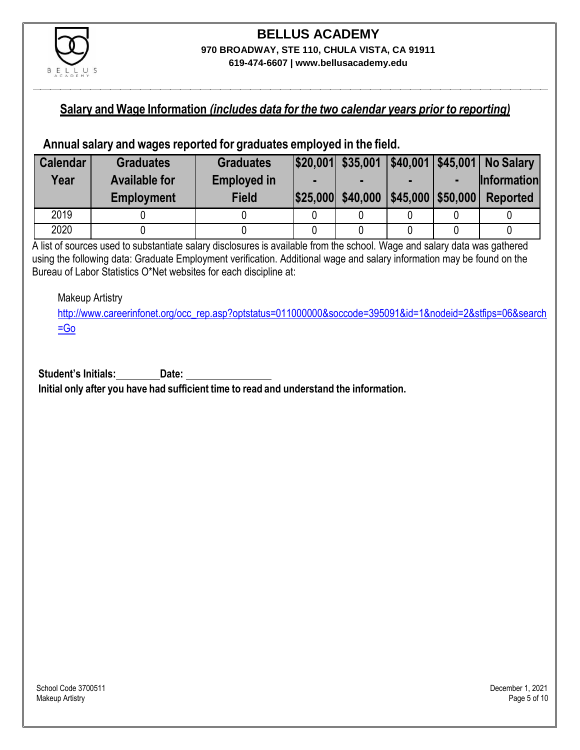# BELLUS ACADEMY

**970 BROADWAY, STE 110, CHULA VISTA, CA 91911**

**619-474-6607 | www.bellusacademy.edu**

## Salary and Wage Information *(includes data for the two calendar years prior to reporting)*

### Annual salary and wages reported for graduates employed in the field.

| Calendar Year | Graduates Available for Employment | Graduates Employed in Field | $20,001 - $25,000 | $35,001 - $40,000 | $40,001 - $45,000 | $45,001 - $50,000 | No Salary Information Reported |
|---|---|---|---|---|---|---|---|
| 2019 | 0 | 0 | 0 | 0 | 0 | 0 | 0 |
| 2020 | 0 | 0 | 0 | 0 | 0 | 0 | 0 |

A list of sources used to substantiate salary disclosures is available from the school. Wage and salary data was gathered using the following data: Graduate Employment verification. Additional wage and salary information may be found on the Bureau of Labor Statistics O*Net websites for each discipline at:

Makeup Artistry
http://www.careerinfonet.org/occ_rep.asp?optstatus=011000000&soccode=395091&id=1&nodeid=2&stfips=06&search=Go

**Student's Initials:________ Date: ________________**

**Initial only after you have had sufficient time to read and understand the information.**

School Code 3700511
Makeup Artistry

December 1, 2021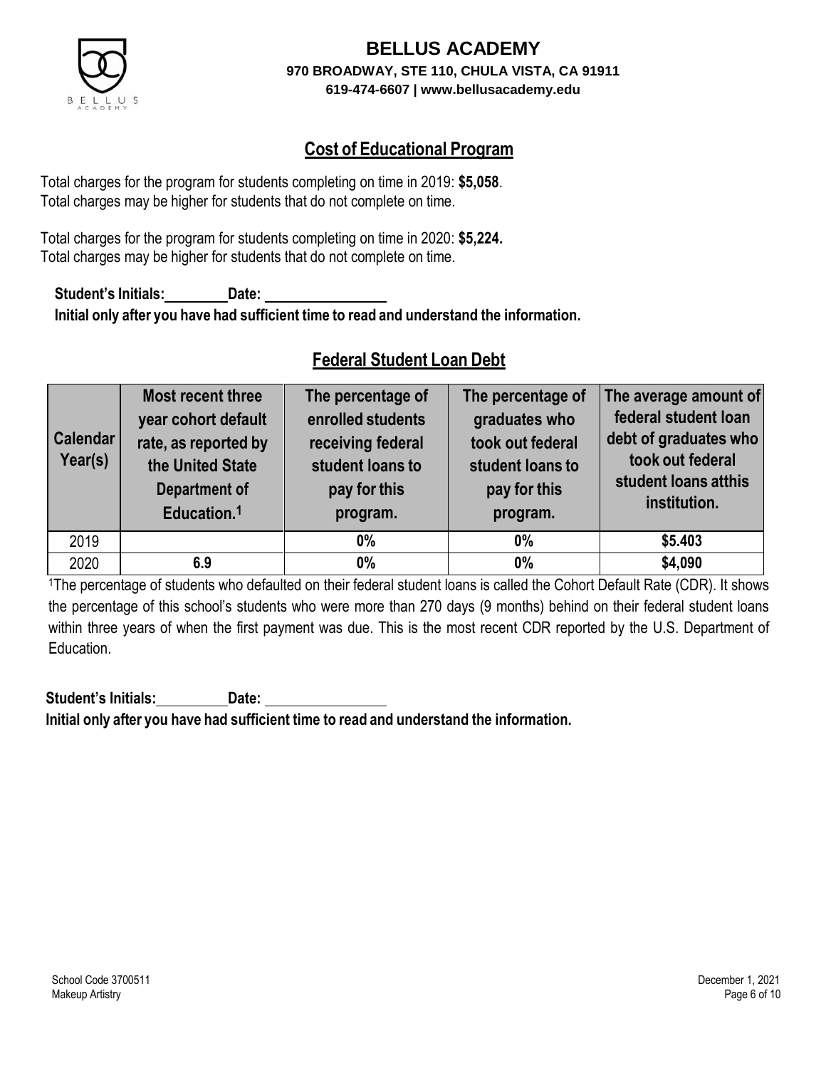# BELLUS ACADEMY

**970 BROADWAY, STE 110, CHULA VISTA, CA 91911**

**619-474-6607 | www.bellusacademy.edu**

## Cost of Educational Program

Total charges for the program for students completing on time in 2019: **$5,058**.
Total charges may be higher for students that do not complete on time.

Total charges for the program for students completing on time in 2020: **$5,224.**
Total charges may be higher for students that do not complete on time.

**Student's Initials:\_\_\_\_\_\_\_\_ Date: \_\_\_\_\_\_\_\_\_\_\_\_\_\_\_\_**

**Initial only after you have had sufficient time to read and understand the information.**

## Federal Student Loan Debt

| Calendar Year(s) | Most recent three year cohort default rate, as reported by the United State Department of Education.[1] | The percentage of enrolled students receiving federal student loans to pay for this program. | The percentage of graduates who took out federal student loans to pay for this program. | The average amount of federal student loan debt of graduates who took out federal student loans atthis institution. |
|---|---|---|---|---|
| 2019 | | **0%** | **0%** | **$5.403** |
| 2020 | **6.9** | **0%** | **0%** | **$4,090** |

[1]The percentage of students who defaulted on their federal student loans is called the Cohort Default Rate (CDR). It shows the percentage of this school's students who were more than 270 days (9 months) behind on their federal student loans within three years of when the first payment was due. This is the most recent CDR reported by the U.S. Department of Education.

**Student's Initials:\_\_\_\_\_\_\_\_ Date: \_\_\_\_\_\_\_\_\_\_\_\_\_\_\_\_**

**Initial only after you have had sufficient time to read and understand the information.**

School Code 3700511
Makeup Artistry

December 1, 2021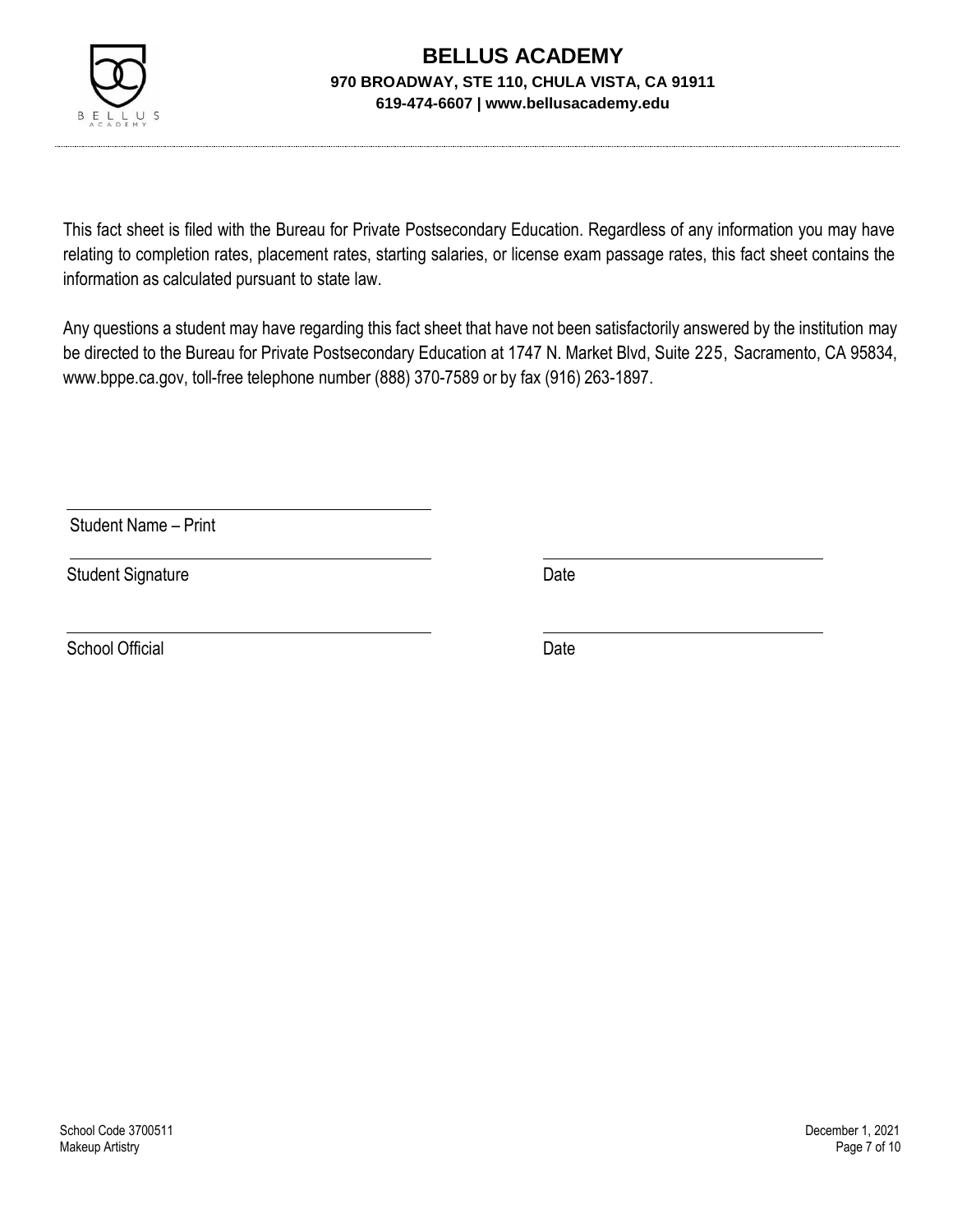# BELLUS ACADEMY

**970 BROADWAY, STE 110, CHULA VISTA, CA 91911**

**619-474-6607 | www.bellusacademy.edu**

This fact sheet is filed with the Bureau for Private Postsecondary Education. Regardless of any information you may have relating to completion rates, placement rates, starting salaries, or license exam passage rates, this fact sheet contains the information as calculated pursuant to state law.

Any questions a student may have regarding this fact sheet that have not been satisfactorily answered by the institution may be directed to the Bureau for Private Postsecondary Education at 1747 N. Market Blvd, Suite 225, Sacramento, CA 95834, www.bppe.ca.gov, toll-free telephone number (888) 370-7589 or by fax (916) 263-1897.

\_\_\_\_\_\_\_\_\_\_\_\_\_\_\_\_\_\_\_\_\_\_\_\_\_\_\_\_\_\_\_\_
Student Name – Print

\_\_\_\_\_\_\_\_\_\_\_\_\_\_\_\_\_\_\_\_\_\_\_\_\_\_\_\_\_\_\_\_ \_\_\_\_\_\_\_\_\_\_\_\_\_\_\_\_\_\_\_\_
Student Signature Date

\_\_\_\_\_\_\_\_\_\_\_\_\_\_\_\_\_\_\_\_\_\_\_\_\_\_\_\_\_\_\_\_ \_\_\_\_\_\_\_\_\_\_\_\_\_\_\_\_\_\_\_\_
School Official Date

School Code 3700511
Makeup Artistry

December 1, 2021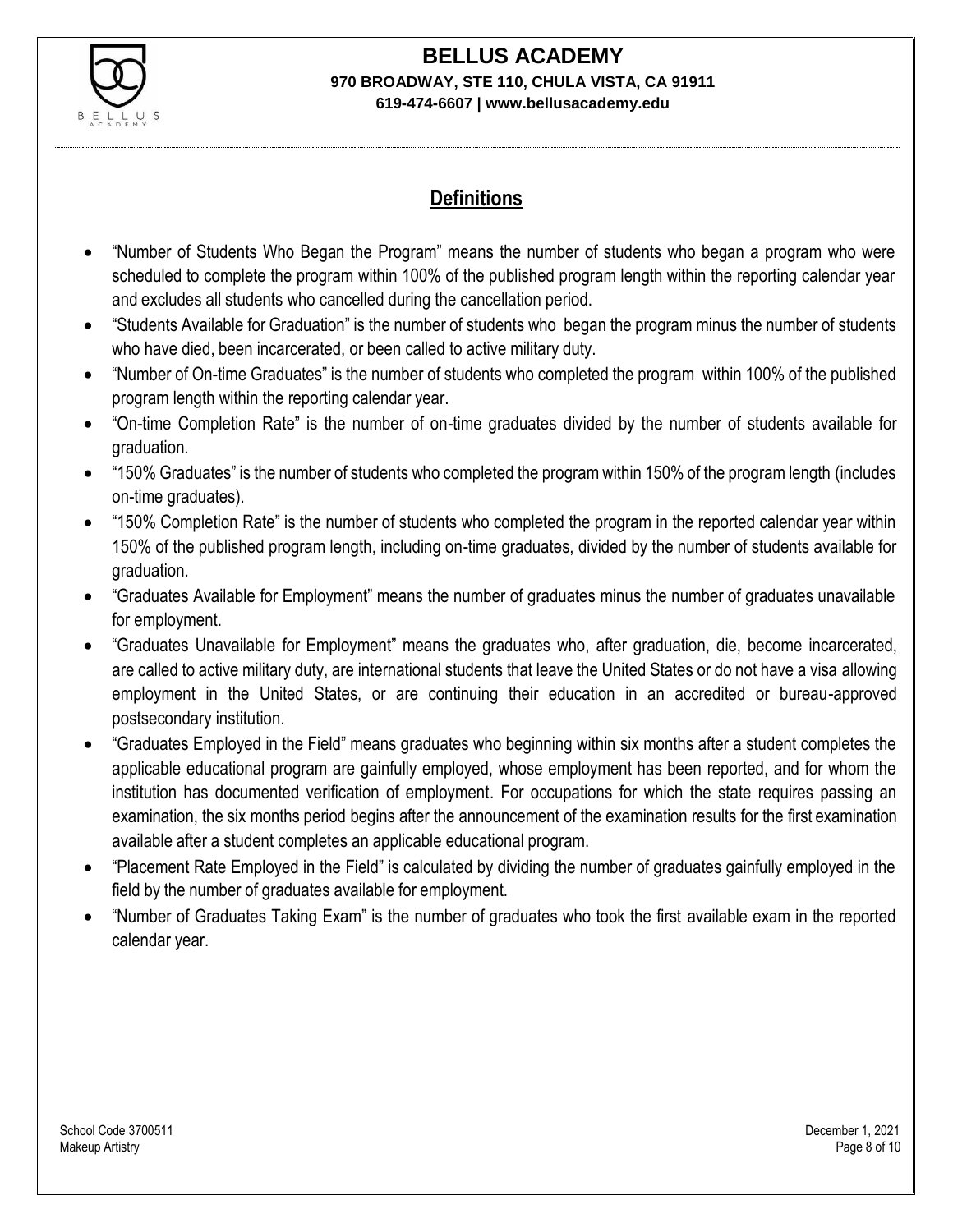## Definitions

- "Number of Students Who Began the Program" means the number of students who began a program who were scheduled to complete the program within 100% of the published program length within the reporting calendar year and excludes all students who cancelled during the cancellation period.
- "Students Available for Graduation" is the number of students who began the program minus the number of students who have died, been incarcerated, or been called to active military duty.
- "Number of On-time Graduates" is the number of students who completed the program within 100% of the published program length within the reporting calendar year.
- "On-time Completion Rate" is the number of on-time graduates divided by the number of students available for graduation.
- "150% Graduates" is the number of students who completed the program within 150% of the program length (includes on-time graduates).
- "150% Completion Rate" is the number of students who completed the program in the reported calendar year within 150% of the published program length, including on-time graduates, divided by the number of students available for graduation.
- "Graduates Available for Employment" means the number of graduates minus the number of graduates unavailable for employment.
- "Graduates Unavailable for Employment" means the graduates who, after graduation, die, become incarcerated, are called to active military duty, are international students that leave the United States or do not have a visa allowing employment in the United States, or are continuing their education in an accredited or bureau-approved postsecondary institution.
- "Graduates Employed in the Field" means graduates who beginning within six months after a student completes the applicable educational program are gainfully employed, whose employment has been reported, and for whom the institution has documented verification of employment. For occupations for which the state requires passing an examination, the six months period begins after the announcement of the examination results for the first examination available after a student completes an applicable educational program.
- "Placement Rate Employed in the Field" is calculated by dividing the number of graduates gainfully employed in the field by the number of graduates available for employment.
- "Number of Graduates Taking Exam" is the number of graduates who took the first available exam in the reported calendar year.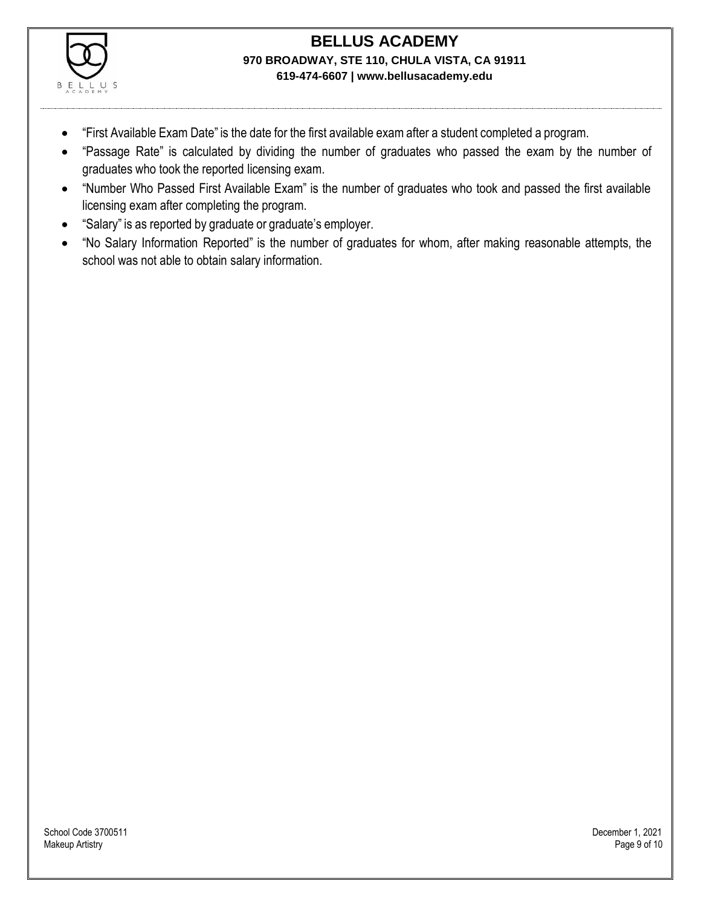- "First Available Exam Date" is the date for the first available exam after a student completed a program.
- "Passage Rate" is calculated by dividing the number of graduates who passed the exam by the number of graduates who took the reported licensing exam.
- "Number Who Passed First Available Exam" is the number of graduates who took and passed the first available licensing exam after completing the program.
- "Salary" is as reported by graduate or graduate's employer.
- "No Salary Information Reported" is the number of graduates for whom, after making reasonable attempts, the school was not able to obtain salary information.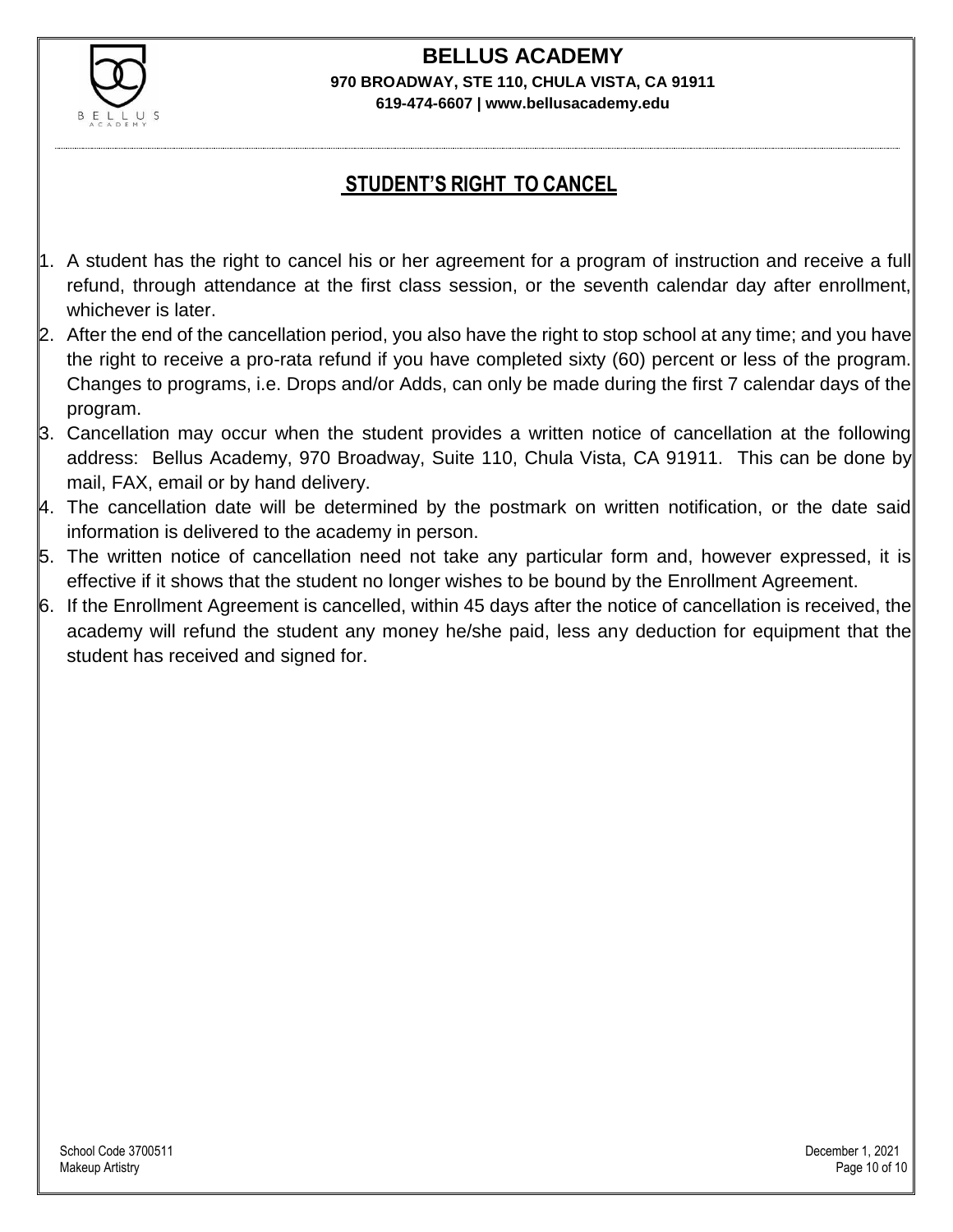# BELLUS ACADEMY

**970 BROADWAY, STE 110, CHULA VISTA, CA 91911**

**619-474-6607 | www.bellusacademy.edu**

## STUDENT'S RIGHT TO CANCEL

1. A student has the right to cancel his or her agreement for a program of instruction and receive a full refund, through attendance at the first class session, or the seventh calendar day after enrollment, whichever is later.
2. After the end of the cancellation period, you also have the right to stop school at any time; and you have the right to receive a pro-rata refund if you have completed sixty (60) percent or less of the program. Changes to programs, i.e. Drops and/or Adds, can only be made during the first 7 calendar days of the program.
3. Cancellation may occur when the student provides a written notice of cancellation at the following address: Bellus Academy, 970 Broadway, Suite 110, Chula Vista, CA 91911. This can be done by mail, FAX, email or by hand delivery.
4. The cancellation date will be determined by the postmark on written notification, or the date said information is delivered to the academy in person.
5. The written notice of cancellation need not take any particular form and, however expressed, it is effective if it shows that the student no longer wishes to be bound by the Enrollment Agreement.
6. If the Enrollment Agreement is cancelled, within 45 days after the notice of cancellation is received, the academy will refund the student any money he/she paid, less any deduction for equipment that the student has received and signed for.

School Code 3700511
Makeup Artistry

December 1, 2021